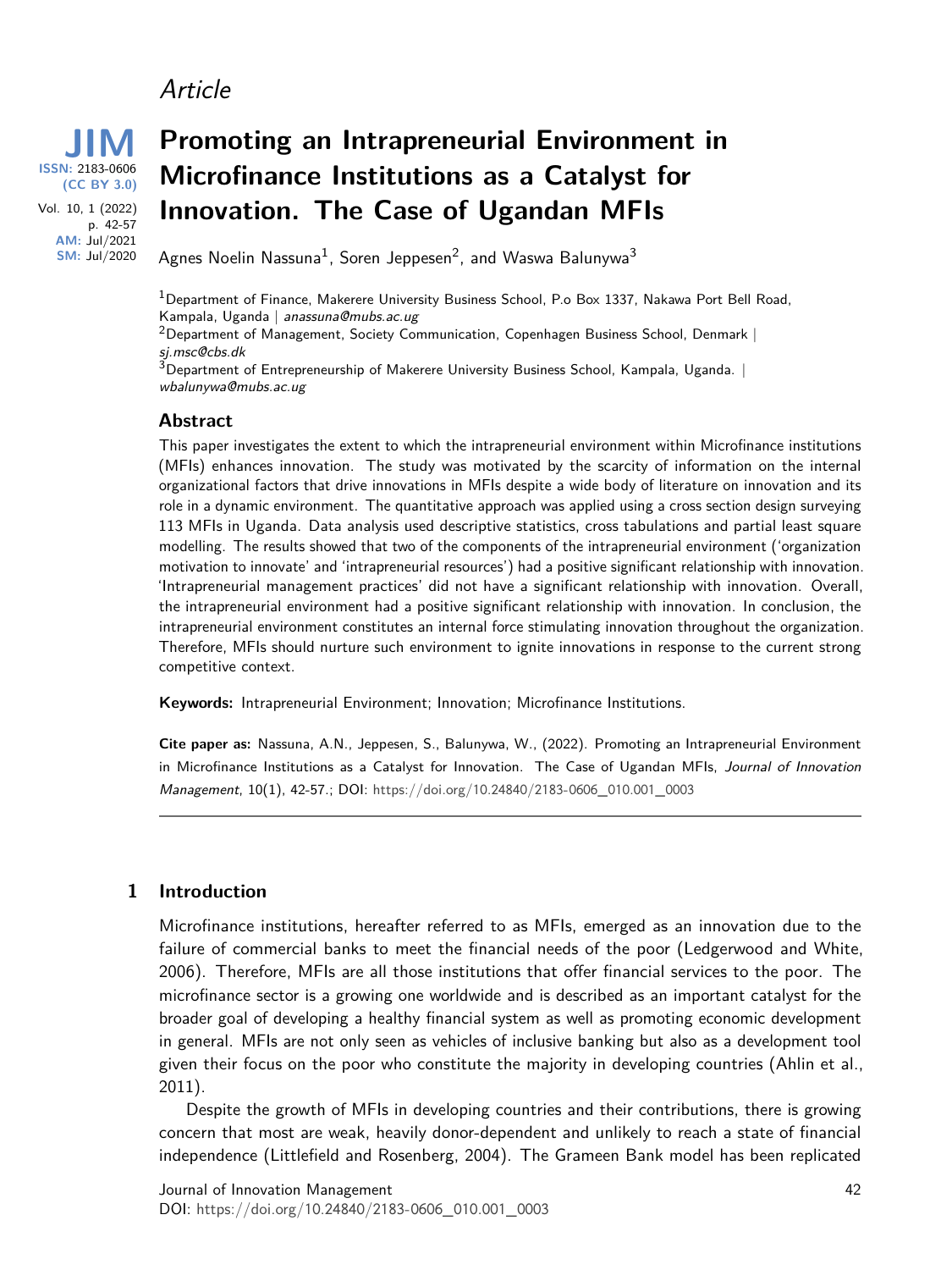Article

# Promoting an Intrapreneurial Environment in Microfinance Institutions as a Catalyst for Innovation. The Case of Ugandan MFIs

Agnes Noelin Nassuna[1], Soren Jeppesen[2], and Waswa Balunywa[3]

[1]Department of Finance, Makerere University Business School, P.o Box 1337, Nakawa Port Bell Road, Kampala, Uganda | *anassuna@mubs.ac.ug*
[2]Department of Management, Society Communication, Copenhagen Business School, Denmark | *sj.msc@cbs.dk*
[3]Department of Entrepreneurship of Makerere University Business School, Kampala, Uganda. | *wbalunywa@mubs.ac.ug*

JIM
ISSN: 2183-0606
(CC BY 3.0)
Vol. 10, 1 (2022)
p. 42-57
AM: Jul/2021
SM: Jul/2020

## Abstract

This paper investigates the extent to which the intrapreneurial environment within Microfinance institutions (MFIs) enhances innovation. The study was motivated by the scarcity of information on the internal organizational factors that drive innovations in MFIs despite a wide body of literature on innovation and its role in a dynamic environment. The quantitative approach was applied using a cross section design surveying 113 MFIs in Uganda. Data analysis used descriptive statistics, cross tabulations and partial least square modelling. The results showed that two of the components of the intrapreneurial environment ('organization motivation to innovate' and 'intrapreneurial resources') had a positive significant relationship with innovation. 'Intrapreneurial management practices' did not have a significant relationship with innovation. Overall, the intrapreneurial environment had a positive significant relationship with innovation. In conclusion, the intrapreneurial environment constitutes an internal force stimulating innovation throughout the organization. Therefore, MFIs should nurture such environment to ignite innovations in response to the current strong competitive context.

**Keywords:** Intrapreneurial Environment; Innovation; Microfinance Institutions.

**Cite paper as:** Nassuna, A.N., Jeppesen, S., Balunywa, W., (2022). Promoting an Intrapreneurial Environment in Microfinance Institutions as a Catalyst for Innovation. The Case of Ugandan MFIs, *Journal of Innovation Management*, 10(1), 42-57.; DOI: https://doi.org/10.24840/2183-0606_010.001_0003

## 1 Introduction

Microfinance institutions, hereafter referred to as MFIs, emerged as an innovation due to the failure of commercial banks to meet the financial needs of the poor (Ledgerwood and White, 2006). Therefore, MFIs are all those institutions that offer financial services to the poor. The microfinance sector is a growing one worldwide and is described as an important catalyst for the broader goal of developing a healthy financial system as well as promoting economic development in general. MFIs are not only seen as vehicles of inclusive banking but also as a development tool given their focus on the poor who constitute the majority in developing countries (Ahlin et al., 2011).

Despite the growth of MFIs in developing countries and their contributions, there is growing concern that most are weak, heavily donor-dependent and unlikely to reach a state of financial independence (Littlefield and Rosenberg, 2004). The Grameen Bank model has been replicated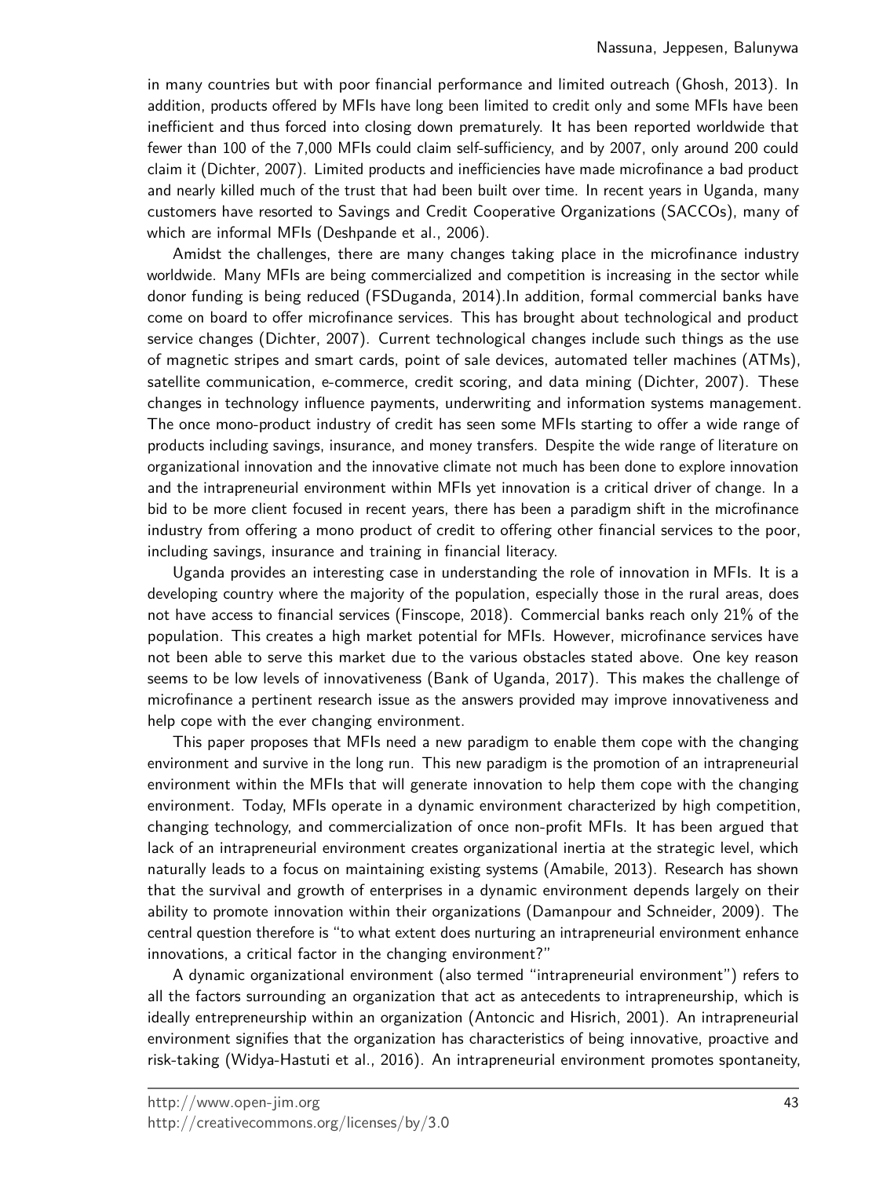in many countries but with poor financial performance and limited outreach (Ghosh, 2013). In addition, products offered by MFIs have long been limited to credit only and some MFIs have been inefficient and thus forced into closing down prematurely. It has been reported worldwide that fewer than 100 of the 7,000 MFIs could claim self-sufficiency, and by 2007, only around 200 could claim it (Dichter, 2007). Limited products and inefficiencies have made microfinance a bad product and nearly killed much of the trust that had been built over time. In recent years in Uganda, many customers have resorted to Savings and Credit Cooperative Organizations (SACCOs), many of which are informal MFIs (Deshpande et al., 2006).

Amidst the challenges, there are many changes taking place in the microfinance industry worldwide. Many MFIs are being commercialized and competition is increasing in the sector while donor funding is being reduced (FSDuganda, 2014).In addition, formal commercial banks have come on board to offer microfinance services. This has brought about technological and product service changes (Dichter, 2007). Current technological changes include such things as the use of magnetic stripes and smart cards, point of sale devices, automated teller machines (ATMs), satellite communication, e-commerce, credit scoring, and data mining (Dichter, 2007). These changes in technology influence payments, underwriting and information systems management. The once mono-product industry of credit has seen some MFIs starting to offer a wide range of products including savings, insurance, and money transfers. Despite the wide range of literature on organizational innovation and the innovative climate not much has been done to explore innovation and the intrapreneurial environment within MFIs yet innovation is a critical driver of change. In a bid to be more client focused in recent years, there has been a paradigm shift in the microfinance industry from offering a mono product of credit to offering other financial services to the poor, including savings, insurance and training in financial literacy.

Uganda provides an interesting case in understanding the role of innovation in MFIs. It is a developing country where the majority of the population, especially those in the rural areas, does not have access to financial services (Finscope, 2018). Commercial banks reach only 21% of the population. This creates a high market potential for MFIs. However, microfinance services have not been able to serve this market due to the various obstacles stated above. One key reason seems to be low levels of innovativeness (Bank of Uganda, 2017). This makes the challenge of microfinance a pertinent research issue as the answers provided may improve innovativeness and help cope with the ever changing environment.

This paper proposes that MFIs need a new paradigm to enable them cope with the changing environment and survive in the long run. This new paradigm is the promotion of an intrapreneurial environment within the MFIs that will generate innovation to help them cope with the changing environment. Today, MFIs operate in a dynamic environment characterized by high competition, changing technology, and commercialization of once non-profit MFIs. It has been argued that lack of an intrapreneurial environment creates organizational inertia at the strategic level, which naturally leads to a focus on maintaining existing systems (Amabile, 2013). Research has shown that the survival and growth of enterprises in a dynamic environment depends largely on their ability to promote innovation within their organizations (Damanpour and Schneider, 2009). The central question therefore is "to what extent does nurturing an intrapreneurial environment enhance innovations, a critical factor in the changing environment?"

A dynamic organizational environment (also termed "intrapreneurial environment") refers to all the factors surrounding an organization that act as antecedents to intrapreneurship, which is ideally entrepreneurship within an organization (Antoncic and Hisrich, 2001). An intrapreneurial environment signifies that the organization has characteristics of being innovative, proactive and risk-taking (Widya-Hastuti et al., 2016). An intrapreneurial environment promotes spontaneity,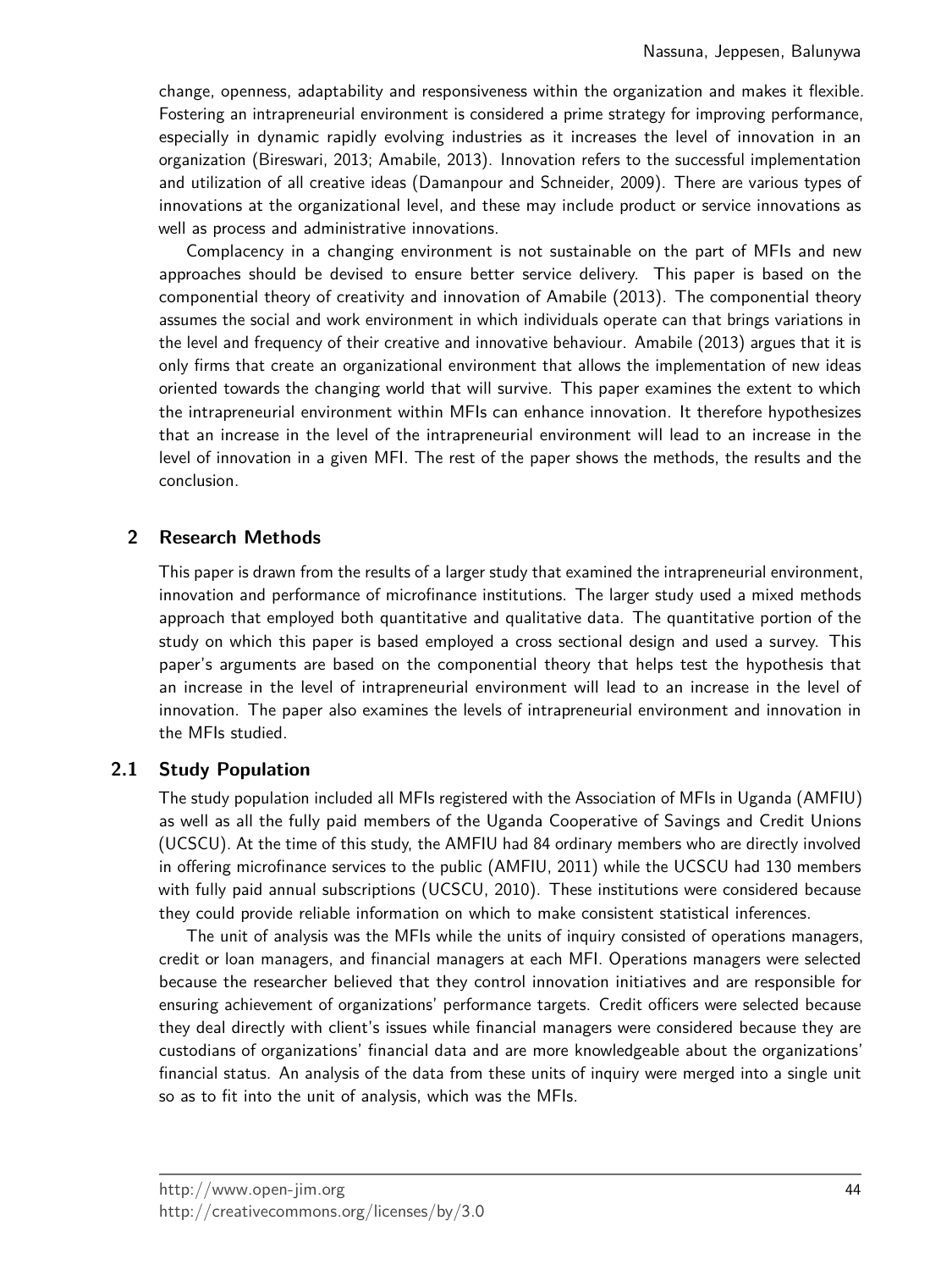change, openness, adaptability and responsiveness within the organization and makes it flexible. Fostering an intrapreneurial environment is considered a prime strategy for improving performance, especially in dynamic rapidly evolving industries as it increases the level of innovation in an organization (Bireswari, 2013; Amabile, 2013). Innovation refers to the successful implementation and utilization of all creative ideas (Damanpour and Schneider, 2009). There are various types of innovations at the organizational level, and these may include product or service innovations as well as process and administrative innovations.

Complacency in a changing environment is not sustainable on the part of MFIs and new approaches should be devised to ensure better service delivery. This paper is based on the componential theory of creativity and innovation of Amabile (2013). The componential theory assumes the social and work environment in which individuals operate can that brings variations in the level and frequency of their creative and innovative behaviour. Amabile (2013) argues that it is only firms that create an organizational environment that allows the implementation of new ideas oriented towards the changing world that will survive. This paper examines the extent to which the intrapreneurial environment within MFIs can enhance innovation. It therefore hypothesizes that an increase in the level of the intrapreneurial environment will lead to an increase in the level of innovation in a given MFI. The rest of the paper shows the methods, the results and the conclusion.

## 2 Research Methods

This paper is drawn from the results of a larger study that examined the intrapreneurial environment, innovation and performance of microfinance institutions. The larger study used a mixed methods approach that employed both quantitative and qualitative data. The quantitative portion of the study on which this paper is based employed a cross sectional design and used a survey. This paper's arguments are based on the componential theory that helps test the hypothesis that an increase in the level of intrapreneurial environment will lead to an increase in the level of innovation. The paper also examines the levels of intrapreneurial environment and innovation in the MFIs studied.

### 2.1 Study Population

The study population included all MFIs registered with the Association of MFIs in Uganda (AMFIU) as well as all the fully paid members of the Uganda Cooperative of Savings and Credit Unions (UCSCU). At the time of this study, the AMFIU had 84 ordinary members who are directly involved in offering microfinance services to the public (AMFIU, 2011) while the UCSCU had 130 members with fully paid annual subscriptions (UCSCU, 2010). These institutions were considered because they could provide reliable information on which to make consistent statistical inferences.

The unit of analysis was the MFIs while the units of inquiry consisted of operations managers, credit or loan managers, and financial managers at each MFI. Operations managers were selected because the researcher believed that they control innovation initiatives and are responsible for ensuring achievement of organizations' performance targets. Credit officers were selected because they deal directly with client's issues while financial managers were considered because they are custodians of organizations' financial data and are more knowledgeable about the organizations' financial status. An analysis of the data from these units of inquiry were merged into a single unit so as to fit into the unit of analysis, which was the MFIs.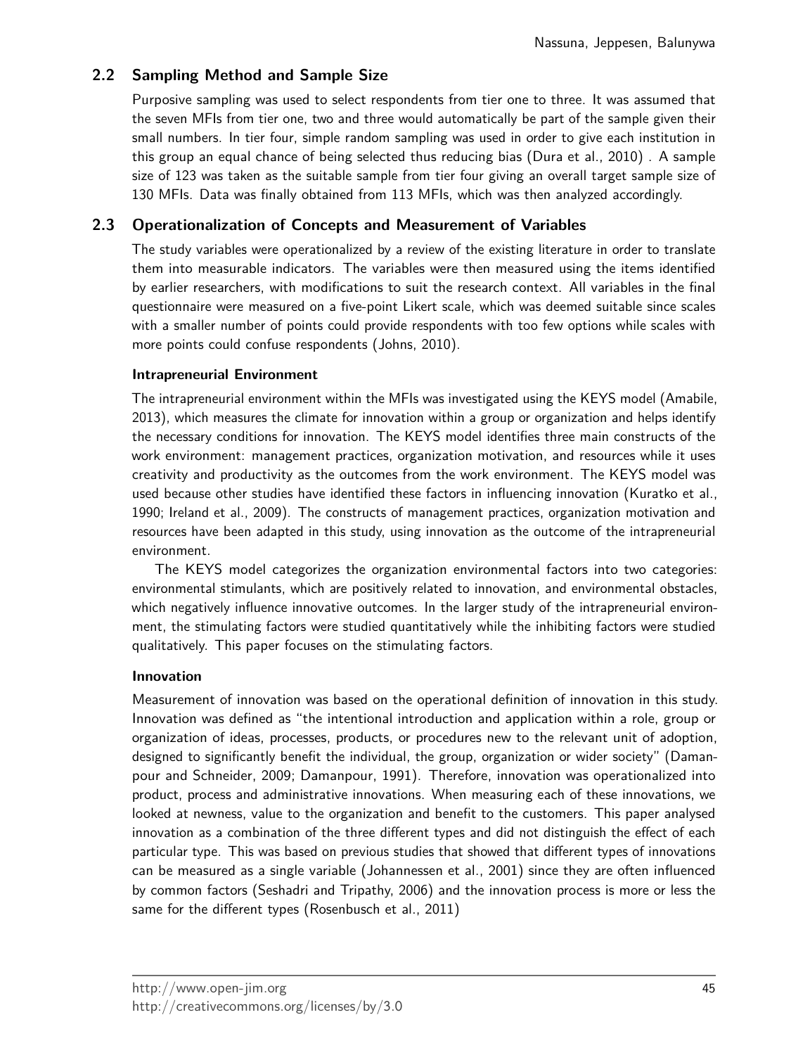## 2.2 Sampling Method and Sample Size

Purposive sampling was used to select respondents from tier one to three. It was assumed that the seven MFIs from tier one, two and three would automatically be part of the sample given their small numbers. In tier four, simple random sampling was used in order to give each institution in this group an equal chance of being selected thus reducing bias (Dura et al., 2010) . A sample size of 123 was taken as the suitable sample from tier four giving an overall target sample size of 130 MFIs. Data was finally obtained from 113 MFIs, which was then analyzed accordingly.

## 2.3 Operationalization of Concepts and Measurement of Variables

The study variables were operationalized by a review of the existing literature in order to translate them into measurable indicators. The variables were then measured using the items identified by earlier researchers, with modifications to suit the research context. All variables in the final questionnaire were measured on a five-point Likert scale, which was deemed suitable since scales with a smaller number of points could provide respondents with too few options while scales with more points could confuse respondents (Johns, 2010).

### Intrapreneurial Environment

The intrapreneurial environment within the MFIs was investigated using the KEYS model (Amabile, 2013), which measures the climate for innovation within a group or organization and helps identify the necessary conditions for innovation. The KEYS model identifies three main constructs of the work environment: management practices, organization motivation, and resources while it uses creativity and productivity as the outcomes from the work environment. The KEYS model was used because other studies have identified these factors in influencing innovation (Kuratko et al., 1990; Ireland et al., 2009). The constructs of management practices, organization motivation and resources have been adapted in this study, using innovation as the outcome of the intrapreneurial environment.

The KEYS model categorizes the organization environmental factors into two categories: environmental stimulants, which are positively related to innovation, and environmental obstacles, which negatively influence innovative outcomes. In the larger study of the intrapreneurial environment, the stimulating factors were studied quantitatively while the inhibiting factors were studied qualitatively. This paper focuses on the stimulating factors.

### Innovation

Measurement of innovation was based on the operational definition of innovation in this study. Innovation was defined as "the intentional introduction and application within a role, group or organization of ideas, processes, products, or procedures new to the relevant unit of adoption, designed to significantly benefit the individual, the group, organization or wider society" (Damanpour and Schneider, 2009; Damanpour, 1991). Therefore, innovation was operationalized into product, process and administrative innovations. When measuring each of these innovations, we looked at newness, value to the organization and benefit to the customers. This paper analysed innovation as a combination of the three different types and did not distinguish the effect of each particular type. This was based on previous studies that showed that different types of innovations can be measured as a single variable (Johannessen et al., 2001) since they are often influenced by common factors (Seshadri and Tripathy, 2006) and the innovation process is more or less the same for the different types (Rosenbusch et al., 2011)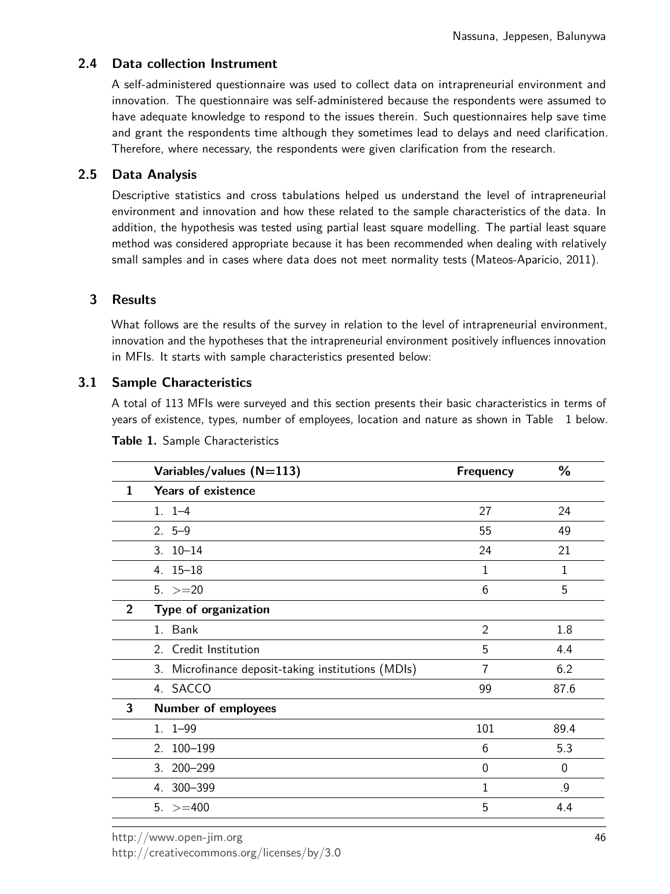### 2.4 Data collection Instrument

A self-administered questionnaire was used to collect data on intrapreneurial environment and innovation. The questionnaire was self-administered because the respondents were assumed to have adequate knowledge to respond to the issues therein. Such questionnaires help save time and grant the respondents time although they sometimes lead to delays and need clarification. Therefore, where necessary, the respondents were given clarification from the research.

### 2.5 Data Analysis

Descriptive statistics and cross tabulations helped us understand the level of intrapreneurial environment and innovation and how these related to the sample characteristics of the data. In addition, the hypothesis was tested using partial least square modelling. The partial least square method was considered appropriate because it has been recommended when dealing with relatively small samples and in cases where data does not meet normality tests (Mateos-Aparicio, 2011).

## 3 Results

What follows are the results of the survey in relation to the level of intrapreneurial environment, innovation and the hypotheses that the intrapreneurial environment positively influences innovation in MFIs. It starts with sample characteristics presented below:

### 3.1 Sample Characteristics

A total of 113 MFIs were surveyed and this section presents their basic characteristics in terms of years of existence, types, number of employees, location and nature as shown in Table 1 below.

**Table 1.** Sample Characteristics

| | Variables/values (N=113) | Frequency | % |
|---|---|---|---|
| 1 | **Years of existence** | | |
| | 1. 1–4 | 27 | 24 |
| | 2. 5–9 | 55 | 49 |
| | 3. 10–14 | 24 | 21 |
| | 4. 15–18 | 1 | 1 |
| | 5. >=20 | 6 | 5 |
| 2 | **Type of organization** | | |
| | 1. Bank | 2 | 1.8 |
| | 2. Credit Institution | 5 | 4.4 |
| | 3. Microfinance deposit-taking institutions (MDIs) | 7 | 6.2 |
| | 4. SACCO | 99 | 87.6 |
| 3 | **Number of employees** | | |
| | 1. 1–99 | 101 | 89.4 |
| | 2. 100–199 | 6 | 5.3 |
| | 3. 200–299 | 0 | 0 |
| | 4. 300–399 | 1 | .9 |
| | 5. >=400 | 5 | 4.4 |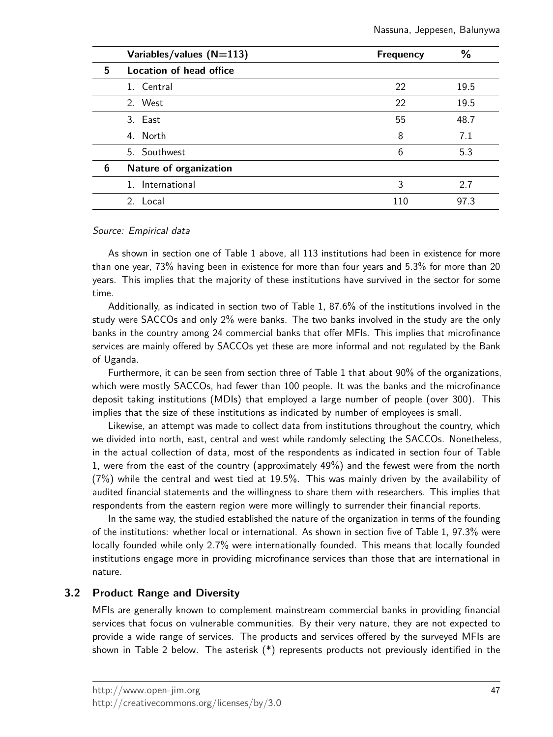|  | Variables/values (N=113) | Frequency | % |
|---|---|---|---|
| 5 | **Location of head office** |  |  |
|  | 1. Central | 22 | 19.5 |
|  | 2. West | 22 | 19.5 |
|  | 3. East | 55 | 48.7 |
|  | 4. North | 8 | 7.1 |
|  | 5. Southwest | 6 | 5.3 |
| 6 | **Nature of organization** |  |  |
|  | 1. International | 3 | 2.7 |
|  | 2. Local | 110 | 97.3 |

*Source: Empirical data*

As shown in section one of Table 1 above, all 113 institutions had been in existence for more than one year, 73% having been in existence for more than four years and 5.3% for more than 20 years. This implies that the majority of these institutions have survived in the sector for some time.

Additionally, as indicated in section two of Table 1, 87.6% of the institutions involved in the study were SACCOs and only 2% were banks. The two banks involved in the study are the only banks in the country among 24 commercial banks that offer MFIs. This implies that microfinance services are mainly offered by SACCOs yet these are more informal and not regulated by the Bank of Uganda.

Furthermore, it can be seen from section three of Table 1 that about 90% of the organizations, which were mostly SACCOs, had fewer than 100 people. It was the banks and the microfinance deposit taking institutions (MDIs) that employed a large number of people (over 300). This implies that the size of these institutions as indicated by number of employees is small.

Likewise, an attempt was made to collect data from institutions throughout the country, which we divided into north, east, central and west while randomly selecting the SACCOs. Nonetheless, in the actual collection of data, most of the respondents as indicated in section four of Table 1, were from the east of the country (approximately 49%) and the fewest were from the north (7%) while the central and west tied at 19.5%. This was mainly driven by the availability of audited financial statements and the willingness to share them with researchers. This implies that respondents from the eastern region were more willingly to surrender their financial reports.

In the same way, the studied established the nature of the organization in terms of the founding of the institutions: whether local or international. As shown in section five of Table 1, 97.3% were locally founded while only 2.7% were internationally founded. This means that locally founded institutions engage more in providing microfinance services than those that are international in nature.

### 3.2 Product Range and Diversity

MFIs are generally known to complement mainstream commercial banks in providing financial services that focus on vulnerable communities. By their very nature, they are not expected to provide a wide range of services. The products and services offered by the surveyed MFIs are shown in Table 2 below. The asterisk (*) represents products not previously identified in the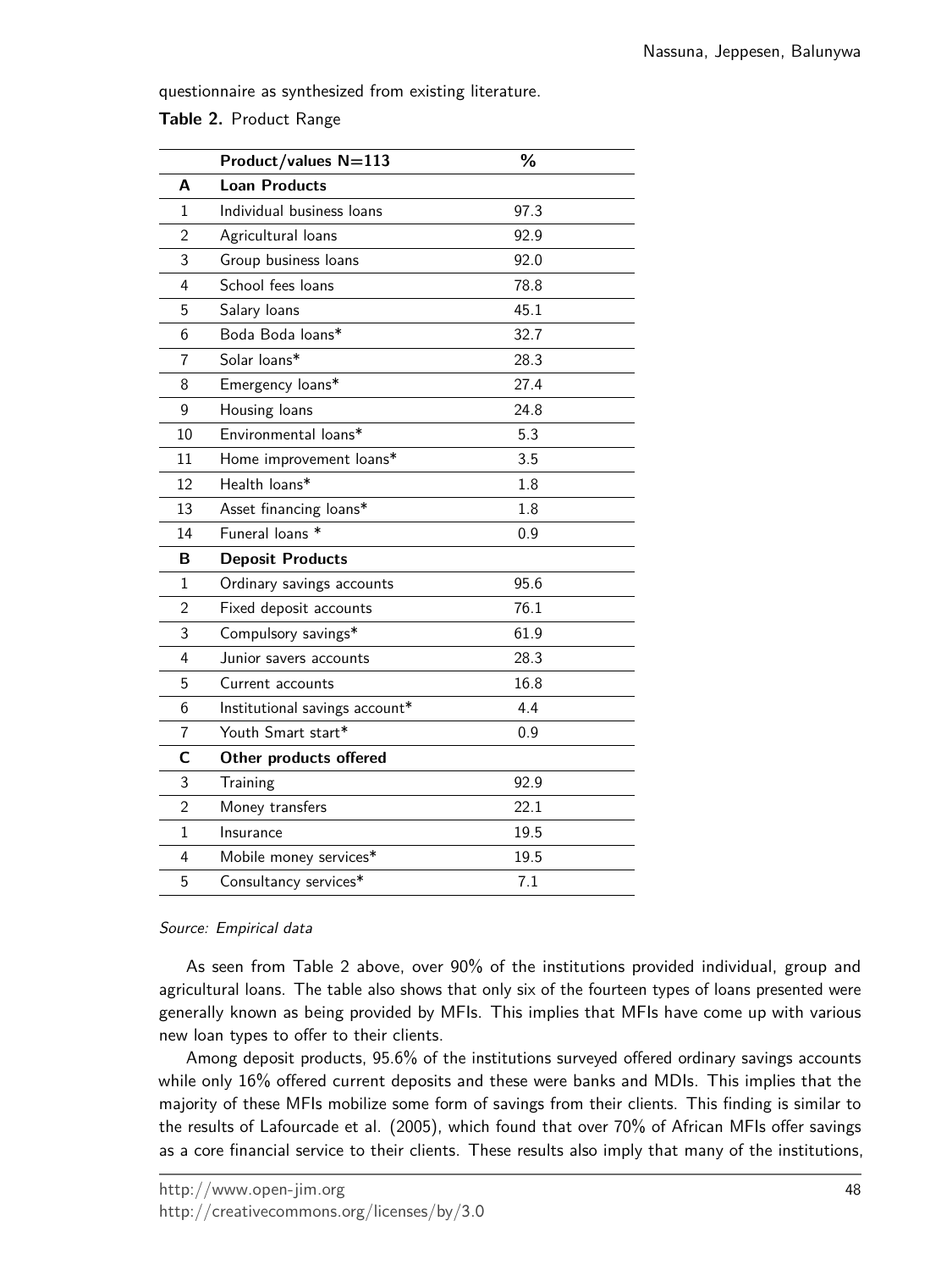questionnaire as synthesized from existing literature.

**Table 2.** Product Range

| | **Product/values N=113** | **%** |
|---|---|---|
| **A** | **Loan Products** | |
| 1 | Individual business loans | 97.3 |
| 2 | Agricultural loans | 92.9 |
| 3 | Group business loans | 92.0 |
| 4 | School fees loans | 78.8 |
| 5 | Salary loans | 45.1 |
| 6 | Boda Boda loans* | 32.7 |
| 7 | Solar loans* | 28.3 |
| 8 | Emergency loans* | 27.4 |
| 9 | Housing loans | 24.8 |
| 10 | Environmental loans* | 5.3 |
| 11 | Home improvement loans* | 3.5 |
| 12 | Health loans* | 1.8 |
| 13 | Asset financing loans* | 1.8 |
| 14 | Funeral loans * | 0.9 |
| **B** | **Deposit Products** | |
| 1 | Ordinary savings accounts | 95.6 |
| 2 | Fixed deposit accounts | 76.1 |
| 3 | Compulsory savings* | 61.9 |
| 4 | Junior savers accounts | 28.3 |
| 5 | Current accounts | 16.8 |
| 6 | Institutional savings account* | 4.4 |
| 7 | Youth Smart start* | 0.9 |
| **C** | **Other products offered** | |
| 3 | Training | 92.9 |
| 2 | Money transfers | 22.1 |
| 1 | Insurance | 19.5 |
| 4 | Mobile money services* | 19.5 |
| 5 | Consultancy services* | 7.1 |

*Source: Empirical data*

As seen from Table 2 above, over 90% of the institutions provided individual, group and agricultural loans. The table also shows that only six of the fourteen types of loans presented were generally known as being provided by MFIs. This implies that MFIs have come up with various new loan types to offer to their clients.

Among deposit products, 95.6% of the institutions surveyed offered ordinary savings accounts while only 16% offered current deposits and these were banks and MDIs. This implies that the majority of these MFIs mobilize some form of savings from their clients. This finding is similar to the results of Lafourcade et al. (2005), which found that over 70% of African MFIs offer savings as a core financial service to their clients. These results also imply that many of the institutions,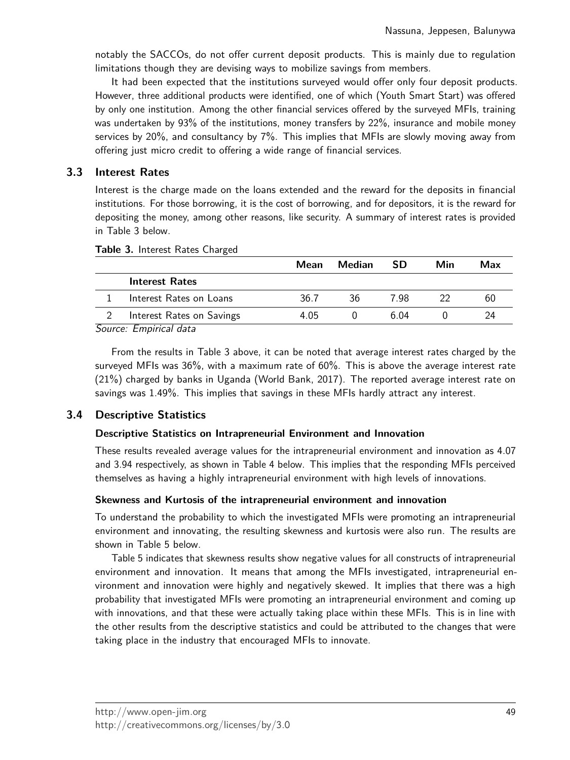notably the SACCOs, do not offer current deposit products. This is mainly due to regulation limitations though they are devising ways to mobilize savings from members.

It had been expected that the institutions surveyed would offer only four deposit products. However, three additional products were identified, one of which (Youth Smart Start) was offered by only one institution. Among the other financial services offered by the surveyed MFIs, training was undertaken by 93% of the institutions, money transfers by 22%, insurance and mobile money services by 20%, and consultancy by 7%. This implies that MFIs are slowly moving away from offering just micro credit to offering a wide range of financial services.

## 3.3 Interest Rates

Interest is the charge made on the loans extended and the reward for the deposits in financial institutions. For those borrowing, it is the cost of borrowing, and for depositors, it is the reward for depositing the money, among other reasons, like security. A summary of interest rates is provided in Table 3 below.

**Table 3.** Interest Rates Charged

| | | Mean | Median | SD | Min | Max |
|---|---|---|---|---|---|---|
| | **Interest Rates** | | | | | |
| 1 | Interest Rates on Loans | 36.7 | 36 | 7.98 | 22 | 60 |
| 2 | Interest Rates on Savings | 4.05 | 0 | 6.04 | 0 | 24 |

*Source: Empirical data*

From the results in Table 3 above, it can be noted that average interest rates charged by the surveyed MFIs was 36%, with a maximum rate of 60%. This is above the average interest rate (21%) charged by banks in Uganda (World Bank, 2017). The reported average interest rate on savings was 1.49%. This implies that savings in these MFIs hardly attract any interest.

## 3.4 Descriptive Statistics

### Descriptive Statistics on Intrapreneurial Environment and Innovation

These results revealed average values for the intrapreneurial environment and innovation as 4.07 and 3.94 respectively, as shown in Table 4 below. This implies that the responding MFIs perceived themselves as having a highly intrapreneurial environment with high levels of innovations.

### Skewness and Kurtosis of the intrapreneurial environment and innovation

To understand the probability to which the investigated MFIs were promoting an intrapreneurial environment and innovating, the resulting skewness and kurtosis were also run. The results are shown in Table 5 below.

Table 5 indicates that skewness results show negative values for all constructs of intrapreneurial environment and innovation. It means that among the MFIs investigated, intrapreneurial environment and innovation were highly and negatively skewed. It implies that there was a high probability that investigated MFIs were promoting an intrapreneurial environment and coming up with innovations, and that these were actually taking place within these MFIs. This is in line with the other results from the descriptive statistics and could be attributed to the changes that were taking place in the industry that encouraged MFIs to innovate.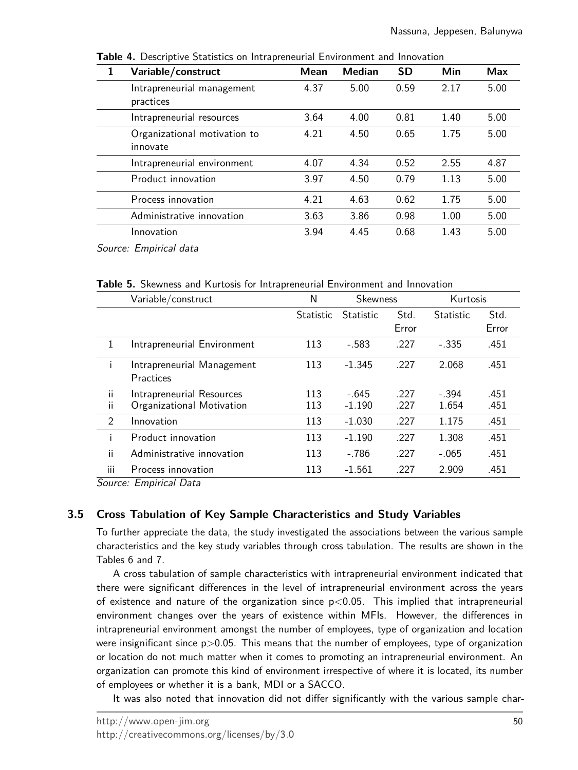**Table 4.** Descriptive Statistics on Intrapreneurial Environment and Innovation

| 1 | Variable/construct | Mean | Median | SD | Min | Max |
|---|---|---|---|---|---|---|
| | Intrapreneurial management practices | 4.37 | 5.00 | 0.59 | 2.17 | 5.00 |
| | Intrapreneurial resources | 3.64 | 4.00 | 0.81 | 1.40 | 5.00 |
| | Organizational motivation to innovate | 4.21 | 4.50 | 0.65 | 1.75 | 5.00 |
| | Intrapreneurial environment | 4.07 | 4.34 | 0.52 | 2.55 | 4.87 |
| | Product innovation | 3.97 | 4.50 | 0.79 | 1.13 | 5.00 |
| | Process innovation | 4.21 | 4.63 | 0.62 | 1.75 | 5.00 |
| | Administrative innovation | 3.63 | 3.86 | 0.98 | 1.00 | 5.00 |
| | Innovation | 3.94 | 4.45 | 0.68 | 1.43 | 5.00 |

*Source: Empirical data*

**Table 5.** Skewness and Kurtosis for Intrapreneurial Environment and Innovation

| | Variable/construct | N | Skewness | | Kurtosis | |
|---|---|---|---|---|---|---|
| | | Statistic | Statistic | Std. Error | Statistic | Std. Error |
| 1 | Intrapreneurial Environment | 113 | -.583 | .227 | -.335 | .451 |
| i | Intrapreneurial Management Practices | 113 | -1.345 | .227 | 2.068 | .451 |
| ii | Intrapreneurial Resources | 113 | -.645 | .227 | -.394 | .451 |
| ii | Organizational Motivation | 113 | -1.190 | .227 | 1.654 | .451 |
| 2 | Innovation | 113 | -1.030 | .227 | 1.175 | .451 |
| i | Product innovation | 113 | -1.190 | .227 | 1.308 | .451 |
| ii | Administrative innovation | 113 | -.786 | .227 | -.065 | .451 |
| iii | Process innovation | 113 | -1.561 | .227 | 2.909 | .451 |

*Source: Empirical Data*

### 3.5 Cross Tabulation of Key Sample Characteristics and Study Variables

To further appreciate the data, the study investigated the associations between the various sample characteristics and the key study variables through cross tabulation. The results are shown in the Tables 6 and 7.

A cross tabulation of sample characteristics with intrapreneurial environment indicated that there were significant differences in the level of intrapreneurial environment across the years of existence and nature of the organization since $p<0.05$. This implied that intrapreneurial environment changes over the years of existence within MFIs. However, the differences in intrapreneurial environment amongst the number of employees, type of organization and location were insignificant since $p>0.05$. This means that the number of employees, type of organization or location do not much matter when it comes to promoting an intrapreneurial environment. An organization can promote this kind of environment irrespective of where it is located, its number of employees or whether it is a bank, MDI or a SACCO.

It was also noted that innovation did not differ significantly with the various sample char-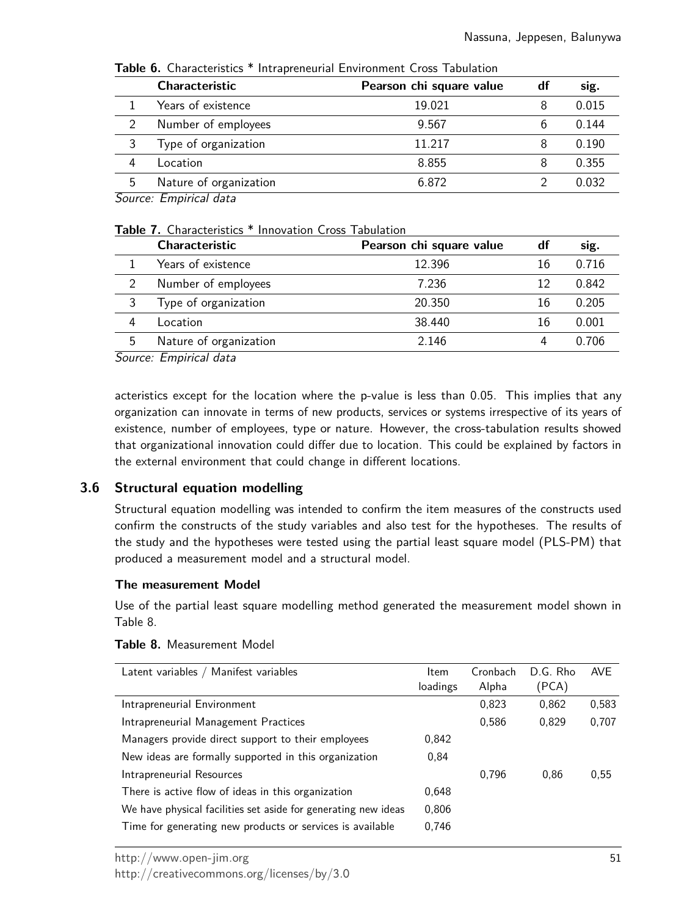**Table 6.** Characteristics * Intrapreneurial Environment Cross Tabulation

| | Characteristic | Pearson chi square value | df | sig. |
|---|---|---|---|---|
| 1 | Years of existence | 19.021 | 8 | 0.015 |
| 2 | Number of employees | 9.567 | 6 | 0.144 |
| 3 | Type of organization | 11.217 | 8 | 0.190 |
| 4 | Location | 8.855 | 8 | 0.355 |
| 5 | Nature of organization | 6.872 | 2 | 0.032 |

*Source: Empirical data*

**Table 7.** Characteristics * Innovation Cross Tabulation

| | Characteristic | Pearson chi square value | df | sig. |
|---|---|---|---|---|
| 1 | Years of existence | 12.396 | 16 | 0.716 |
| 2 | Number of employees | 7.236 | 12 | 0.842 |
| 3 | Type of organization | 20.350 | 16 | 0.205 |
| 4 | Location | 38.440 | 16 | 0.001 |
| 5 | Nature of organization | 2.146 | 4 | 0.706 |

*Source: Empirical data*

acteristics except for the location where the p-value is less than 0.05. This implies that any organization can innovate in terms of new products, services or systems irrespective of its years of existence, number of employees, type or nature. However, the cross-tabulation results showed that organizational innovation could differ due to location. This could be explained by factors in the external environment that could change in different locations.

### 3.6 Structural equation modelling

Structural equation modelling was intended to confirm the item measures of the constructs used confirm the constructs of the study variables and also test for the hypotheses. The results of the study and the hypotheses were tested using the partial least square model (PLS-PM) that produced a measurement model and a structural model.

**The measurement Model**

Use of the partial least square modelling method generated the measurement model shown in Table 8.

**Table 8.** Measurement Model

| Latent variables / Manifest variables | Item loadings | Cronbach Alpha | D.G. Rho (PCA) | AVE |
|---|---|---|---|---|
| Intrapreneurial Environment | | 0,823 | 0,862 | 0,583 |
| Intrapreneurial Management Practices | | 0,586 | 0,829 | 0,707 |
| Managers provide direct support to their employees | 0,842 | | | |
| New ideas are formally supported in this organization | 0,84 | | | |
| Intrapreneurial Resources | | 0,796 | 0,86 | 0,55 |
| There is active flow of ideas in this organization | 0,648 | | | |
| We have physical facilities set aside for generating new ideas | 0,806 | | | |
| Time for generating new products or services is available | 0,746 | | | |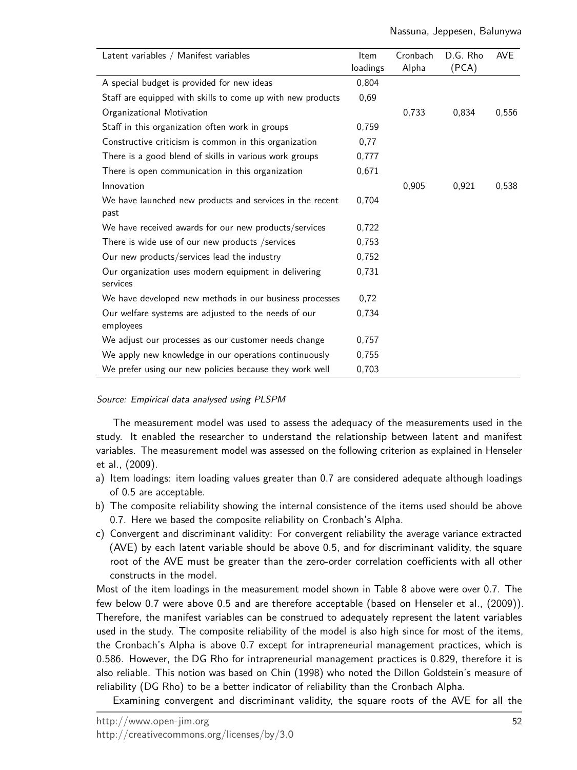| Latent variables / Manifest variables | Item loadings | Cronbach Alpha | D.G. Rho (PCA) | AVE |
|---|---|---|---|---|
| A special budget is provided for new ideas | 0,804 | | | |
| Staff are equipped with skills to come up with new products | 0,69 | | | |
| Organizational Motivation | | 0,733 | 0,834 | 0,556 |
| Staff in this organization often work in groups | 0,759 | | | |
| Constructive criticism is common in this organization | 0,77 | | | |
| There is a good blend of skills in various work groups | 0,777 | | | |
| There is open communication in this organization | 0,671 | | | |
| Innovation | | 0,905 | 0,921 | 0,538 |
| We have launched new products and services in the recent past | 0,704 | | | |
| We have received awards for our new products/services | 0,722 | | | |
| There is wide use of our new products /services | 0,753 | | | |
| Our new products/services lead the industry | 0,752 | | | |
| Our organization uses modern equipment in delivering services | 0,731 | | | |
| We have developed new methods in our business processes | 0,72 | | | |
| Our welfare systems are adjusted to the needs of our employees | 0,734 | | | |
| We adjust our processes as our customer needs change | 0,757 | | | |
| We apply new knowledge in our operations continuously | 0,755 | | | |
| We prefer using our new policies because they work well | 0,703 | | | |

*Source: Empirical data analysed using PLSPM*

The measurement model was used to assess the adequacy of the measurements used in the study. It enabled the researcher to understand the relationship between latent and manifest variables. The measurement model was assessed on the following criterion as explained in Henseler et al., (2009).

a) Item loadings: item loading values greater than 0.7 are considered adequate although loadings of 0.5 are acceptable.
b) The composite reliability showing the internal consistence of the items used should be above 0.7. Here we based the composite reliability on Cronbach's Alpha.
c) Convergent and discriminant validity: For convergent reliability the average variance extracted (AVE) by each latent variable should be above 0.5, and for discriminant validity, the square root of the AVE must be greater than the zero-order correlation coefficients with all other constructs in the model.

Most of the item loadings in the measurement model shown in Table 8 above were over 0.7. The few below 0.7 were above 0.5 and are therefore acceptable (based on Henseler et al., (2009)). Therefore, the manifest variables can be construed to adequately represent the latent variables used in the study. The composite reliability of the model is also high since for most of the items, the Cronbach's Alpha is above 0.7 except for intrapreneurial management practices, which is 0.586. However, the DG Rho for intrapreneurial management practices is 0.829, therefore it is also reliable. This notion was based on Chin (1998) who noted the Dillon Goldstein's measure of reliability (DG Rho) to be a better indicator of reliability than the Cronbach Alpha.

Examining convergent and discriminant validity, the square roots of the AVE for all the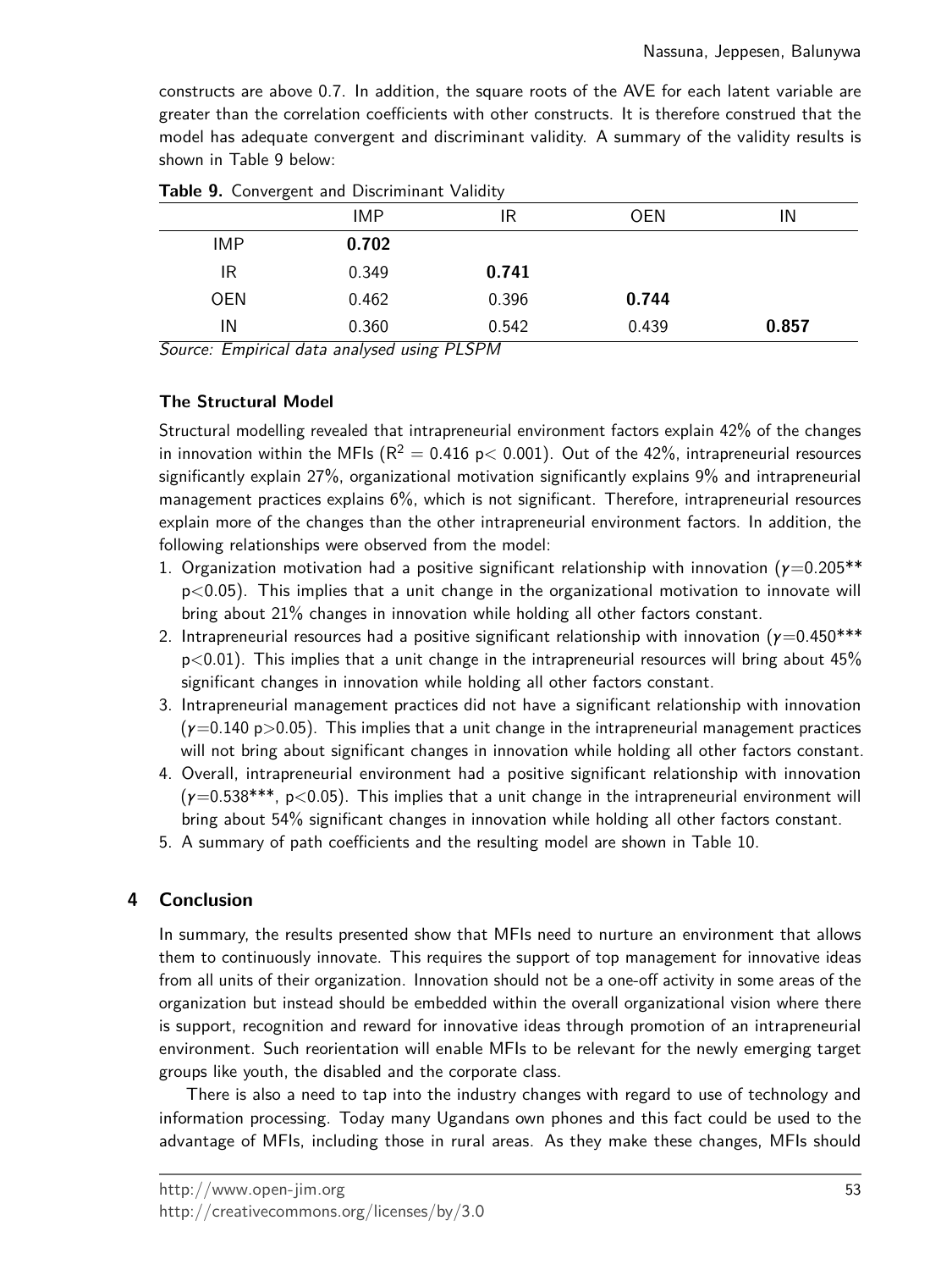constructs are above 0.7. In addition, the square roots of the AVE for each latent variable are greater than the correlation coefficients with other constructs. It is therefore construed that the model has adequate convergent and discriminant validity. A summary of the validity results is shown in Table 9 below:

**Table 9.** Convergent and Discriminant Validity

| | IMP | IR | OEN | IN |
|---|---|---|---|---|
| IMP | **0.702** | | | |
| IR | 0.349 | **0.741** | | |
| OEN | 0.462 | 0.396 | **0.744** | |
| IN | 0.360 | 0.542 | 0.439 | **0.857** |

*Source: Empirical data analysed using PLSPM*

### The Structural Model

Structural modelling revealed that intrapreneurial environment factors explain 42% of the changes in innovation within the MFIs ($R^2 = 0.416$ $p < 0.001$). Out of the 42%, intrapreneurial resources significantly explain 27%, organizational motivation significantly explains 9% and intrapreneurial management practices explains 6%, which is not significant. Therefore, intrapreneurial resources explain more of the changes than the other intrapreneurial environment factors. In addition, the following relationships were observed from the model:

1. Organization motivation had a positive significant relationship with innovation ($\gamma$=0.205** $p<0.05$). This implies that a unit change in the organizational motivation to innovate will bring about 21% changes in innovation while holding all other factors constant.
2. Intrapreneurial resources had a positive significant relationship with innovation ($\gamma$=0.450*** $p<0.01$). This implies that a unit change in the intrapreneurial resources will bring about 45% significant changes in innovation while holding all other factors constant.
3. Intrapreneurial management practices did not have a significant relationship with innovation ($\gamma$=0.140 $p>0.05$). This implies that a unit change in the intrapreneurial management practices will not bring about significant changes in innovation while holding all other factors constant.
4. Overall, intrapreneurial environment had a positive significant relationship with innovation ($\gamma$=0.538***, $p<0.05$). This implies that a unit change in the intrapreneurial environment will bring about 54% significant changes in innovation while holding all other factors constant.
5. A summary of path coefficients and the resulting model are shown in Table 10.

## 4 Conclusion

In summary, the results presented show that MFIs need to nurture an environment that allows them to continuously innovate. This requires the support of top management for innovative ideas from all units of their organization. Innovation should not be a one-off activity in some areas of the organization but instead should be embedded within the overall organizational vision where there is support, recognition and reward for innovative ideas through promotion of an intrapreneurial environment. Such reorientation will enable MFIs to be relevant for the newly emerging target groups like youth, the disabled and the corporate class.

There is also a need to tap into the industry changes with regard to use of technology and information processing. Today many Ugandans own phones and this fact could be used to the advantage of MFIs, including those in rural areas. As they make these changes, MFIs should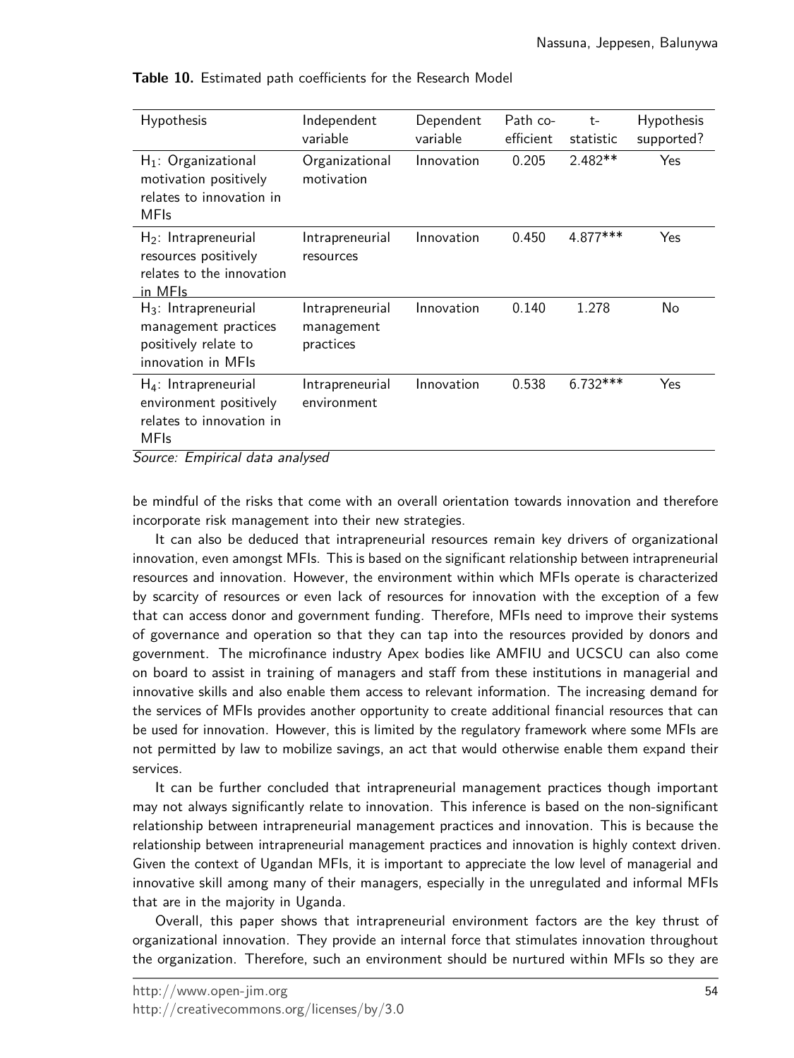**Table 10.** Estimated path coefficients for the Research Model

| Hypothesis | Independent variable | Dependent variable | Path co-efficient | t-statistic | Hypothesis supported? |
|---|---|---|---|---|---|
| $H_1$: Organizational motivation positively relates to innovation in MFIs | Organizational motivation | Innovation | 0.205 | 2.482** | Yes |
| $H_2$: Intrapreneurial resources positively relates to the innovation in MFIs | Intrapreneurial resources | Innovation | 0.450 | 4.877*** | Yes |
| $H_3$: Intrapreneurial management practices positively relate to innovation in MFIs | Intrapreneurial management practices | Innovation | 0.140 | 1.278 | No |
| $H_4$: Intrapreneurial environment positively relates to innovation in MFIs | Intrapreneurial environment | Innovation | 0.538 | 6.732*** | Yes |

*Source: Empirical data analysed*

be mindful of the risks that come with an overall orientation towards innovation and therefore incorporate risk management into their new strategies.

It can also be deduced that intrapreneurial resources remain key drivers of organizational innovation, even amongst MFIs. This is based on the significant relationship between intrapreneurial resources and innovation. However, the environment within which MFIs operate is characterized by scarcity of resources or even lack of resources for innovation with the exception of a few that can access donor and government funding. Therefore, MFIs need to improve their systems of governance and operation so that they can tap into the resources provided by donors and government. The microfinance industry Apex bodies like AMFIU and UCSCU can also come on board to assist in training of managers and staff from these institutions in managerial and innovative skills and also enable them access to relevant information. The increasing demand for the services of MFIs provides another opportunity to create additional financial resources that can be used for innovation. However, this is limited by the regulatory framework where some MFIs are not permitted by law to mobilize savings, an act that would otherwise enable them expand their services.

It can be further concluded that intrapreneurial management practices though important may not always significantly relate to innovation. This inference is based on the non-significant relationship between intrapreneurial management practices and innovation. This is because the relationship between intrapreneurial management practices and innovation is highly context driven. Given the context of Ugandan MFIs, it is important to appreciate the low level of managerial and innovative skill among many of their managers, especially in the unregulated and informal MFIs that are in the majority in Uganda.

Overall, this paper shows that intrapreneurial environment factors are the key thrust of organizational innovation. They provide an internal force that stimulates innovation throughout the organization. Therefore, such an environment should be nurtured within MFIs so they are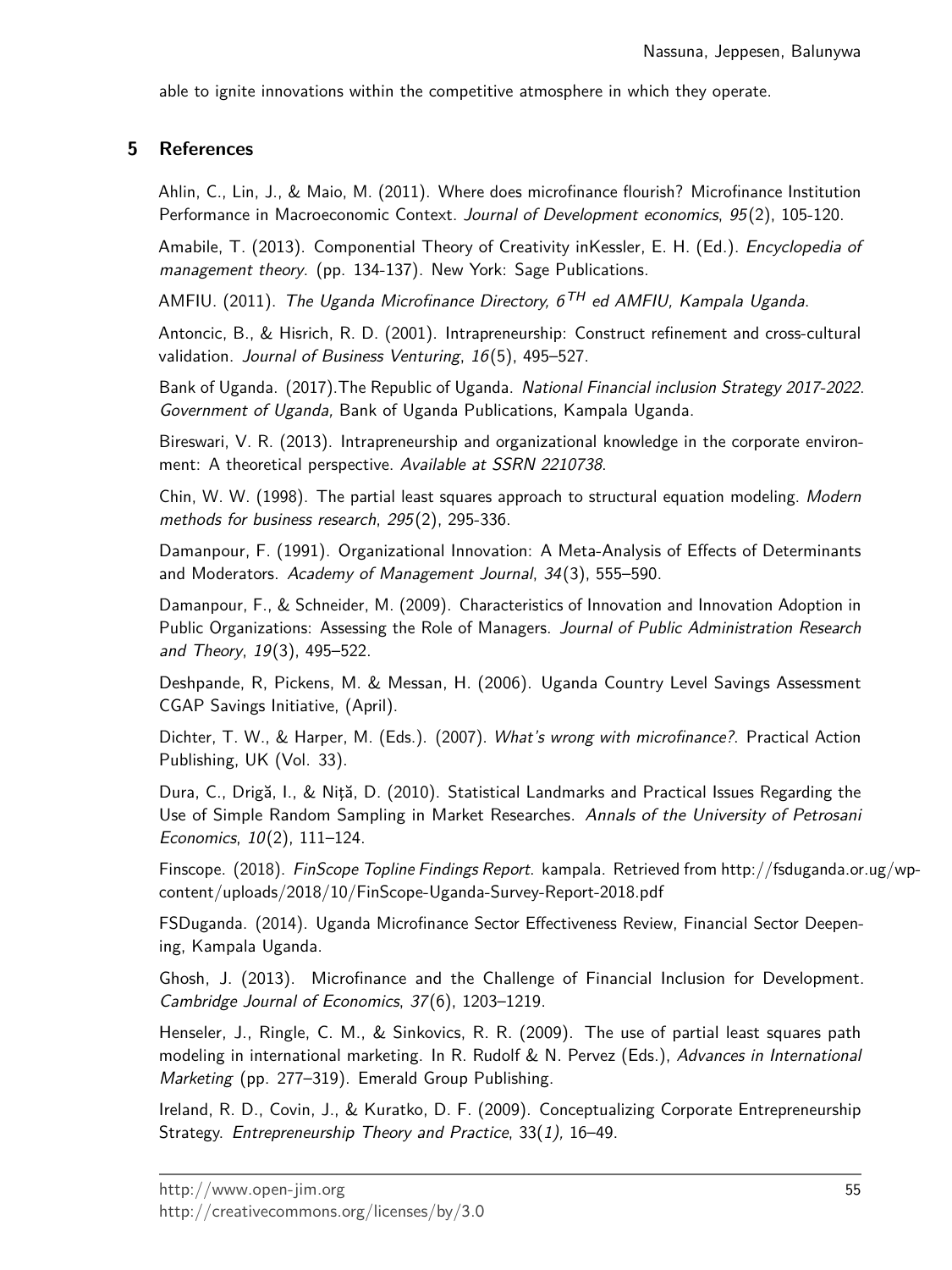able to ignite innovations within the competitive atmosphere in which they operate.

## 5 References

Ahlin, C., Lin, J., & Maio, M. (2011). Where does microfinance flourish? Microfinance Institution Performance in Macroeconomic Context. *Journal of Development economics*, *95*(2), 105-120.

Amabile, T. (2013). Componential Theory of Creativity inKessler, E. H. (Ed.). *Encyclopedia of management theory*. (pp. 134-137). New York: Sage Publications.

AMFIU. (2011). *The Uganda Microfinance Directory, 6$^{TH}$ ed AMFIU, Kampala Uganda*.

Antoncic, B., & Hisrich, R. D. (2001). Intrapreneurship: Construct refinement and cross-cultural validation. *Journal of Business Venturing*, *16*(5), 495–527.

Bank of Uganda. (2017).The Republic of Uganda. *National Financial inclusion Strategy 2017-2022*. *Government of Uganda,* Bank of Uganda Publications, Kampala Uganda.

Bireswari, V. R. (2013). Intrapreneurship and organizational knowledge in the corporate environment: A theoretical perspective. *Available at SSRN 2210738*.

Chin, W. W. (1998). The partial least squares approach to structural equation modeling. *Modern methods for business research*, *295*(2), 295-336.

Damanpour, F. (1991). Organizational Innovation: A Meta-Analysis of Effects of Determinants and Moderators. *Academy of Management Journal*, *34*(3), 555–590.

Damanpour, F., & Schneider, M. (2009). Characteristics of Innovation and Innovation Adoption in Public Organizations: Assessing the Role of Managers. *Journal of Public Administration Research and Theory*, *19*(3), 495–522.

Deshpande, R, Pickens, M. & Messan, H. (2006). Uganda Country Level Savings Assessment CGAP Savings Initiative, (April).

Dichter, T. W., & Harper, M. (Eds.). (2007). *What's wrong with microfinance?.* Practical Action Publishing, UK (Vol. 33).

Dura, C., Drigă, I., & Niță, D. (2010). Statistical Landmarks and Practical Issues Regarding the Use of Simple Random Sampling in Market Researches. *Annals of the University of Petrosani Economics*, *10*(2), 111–124.

Finscope. (2018). *FinScope Topline Findings Report.* kampala. Retrieved from http://fsduganda.or.ug/wp-content/uploads/2018/10/FinScope-Uganda-Survey-Report-2018.pdf

FSDuganda. (2014). Uganda Microfinance Sector Effectiveness Review, Financial Sector Deepening, Kampala Uganda.

Ghosh, J. (2013). Microfinance and the Challenge of Financial Inclusion for Development. *Cambridge Journal of Economics*, *37*(6), 1203–1219.

Henseler, J., Ringle, C. M., & Sinkovics, R. R. (2009). The use of partial least squares path modeling in international marketing. In R. Rudolf & N. Pervez (Eds.), *Advances in International Marketing* (pp. 277–319). Emerald Group Publishing.

Ireland, R. D., Covin, J., & Kuratko, D. F. (2009). Conceptualizing Corporate Entrepreneurship Strategy. *Entrepreneurship Theory and Practice*, 33(*1),* 16–49.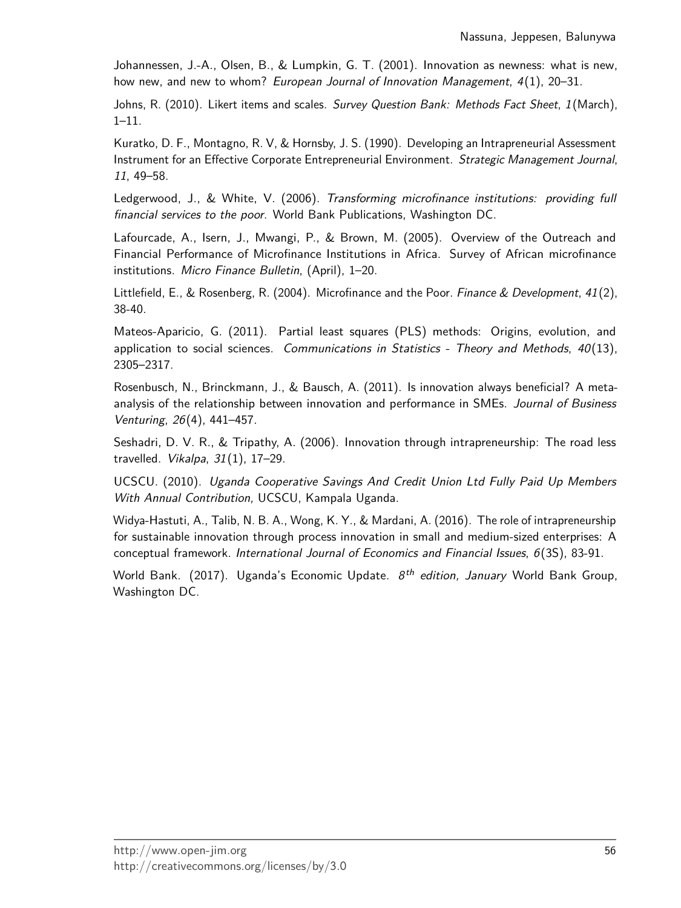Johannessen, J.-A., Olsen, B., & Lumpkin, G. T. (2001). Innovation as newness: what is new, how new, and new to whom? *European Journal of Innovation Management*, *4*(1), 20–31.

Johns, R. (2010). Likert items and scales. *Survey Question Bank: Methods Fact Sheet*, *1*(March), 1–11.

Kuratko, D. F., Montagno, R. V, & Hornsby, J. S. (1990). Developing an Intrapreneurial Assessment Instrument for an Effective Corporate Entrepreneurial Environment. *Strategic Management Journal*, *11*, 49–58.

Ledgerwood, J., & White, V. (2006). *Transforming microfinance institutions: providing full financial services to the poor*. World Bank Publications, Washington DC.

Lafourcade, A., Isern, J., Mwangi, P., & Brown, M. (2005). Overview of the Outreach and Financial Performance of Microfinance Institutions in Africa. Survey of African microfinance institutions. *Micro Finance Bulletin*, (April), 1–20.

Littlefield, E., & Rosenberg, R. (2004). Microfinance and the Poor. *Finance & Development*, *41*(2), 38-40.

Mateos-Aparicio, G. (2011). Partial least squares (PLS) methods: Origins, evolution, and application to social sciences. *Communications in Statistics - Theory and Methods*, *40*(13), 2305–2317.

Rosenbusch, N., Brinckmann, J., & Bausch, A. (2011). Is innovation always beneficial? A meta-analysis of the relationship between innovation and performance in SMEs. *Journal of Business Venturing*, *26*(4), 441–457.

Seshadri, D. V. R., & Tripathy, A. (2006). Innovation through intrapreneurship: The road less travelled. *Vikalpa*, *31*(1), 17–29.

UCSCU. (2010). *Uganda Cooperative Savings And Credit Union Ltd Fully Paid Up Members With Annual Contribution,* UCSCU, Kampala Uganda.

Widya-Hastuti, A., Talib, N. B. A., Wong, K. Y., & Mardani, A. (2016). The role of intrapreneurship for sustainable innovation through process innovation in small and medium-sized enterprises: A conceptual framework. *International Journal of Economics and Financial Issues*, *6*(3S), 83-91.

World Bank. (2017). Uganda's Economic Update. *8th edition, January* World Bank Group, Washington DC.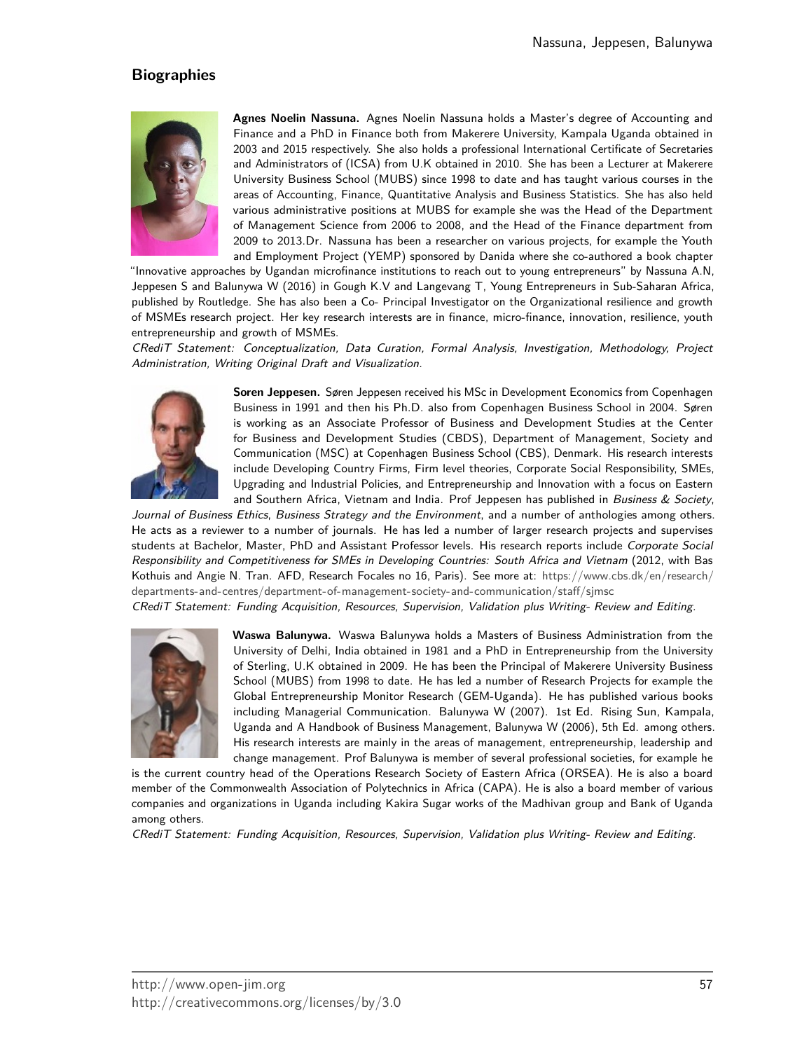## Biographies

**Agnes Noelin Nassuna.** Agnes Noelin Nassuna holds a Master's degree of Accounting and Finance and a PhD in Finance both from Makerere University, Kampala Uganda obtained in 2003 and 2015 respectively. She also holds a professional International Certificate of Secretaries and Administrators of (ICSA) from U.K obtained in 2010. She has been a Lecturer at Makerere University Business School (MUBS) since 1998 to date and has taught various courses in the areas of Accounting, Finance, Quantitative Analysis and Business Statistics. She has also held various administrative positions at MUBS for example she was the Head of the Department of Management Science from 2006 to 2008, and the Head of the Finance department from 2009 to 2013.Dr. Nassuna has been a researcher on various projects, for example the Youth and Employment Project (YEMP) sponsored by Danida where she co-authored a book chapter "Innovative approaches by Ugandan microfinance institutions to reach out to young entrepreneurs" by Nassuna A.N, Jeppesen S and Balunywa W (2016) in Gough K.V and Langevang T, Young Entrepreneurs in Sub-Saharan Africa, published by Routledge. She has also been a Co- Principal Investigator on the Organizational resilience and growth of MSMEs research project. Her key research interests are in finance, micro-finance, innovation, resilience, youth entrepreneurship and growth of MSMEs.

*CRediT Statement: Conceptualization, Data Curation, Formal Analysis, Investigation, Methodology, Project Administration, Writing Original Draft and Visualization.*

**Soren Jeppesen.** Søren Jeppesen received his MSc in Development Economics from Copenhagen Business in 1991 and then his Ph.D. also from Copenhagen Business School in 2004. Søren is working as an Associate Professor of Business and Development Studies at the Center for Business and Development Studies (CBDS), Department of Management, Society and Communication (MSC) at Copenhagen Business School (CBS), Denmark. His research interests include Developing Country Firms, Firm level theories, Corporate Social Responsibility, SMEs, Upgrading and Industrial Policies, and Entrepreneurship and Innovation with a focus on Eastern and Southern Africa, Vietnam and India. Prof Jeppesen has published in *Business & Society*, *Journal of Business Ethics*, *Business Strategy and the Environment*, and a number of anthologies among others. He acts as a reviewer to a number of journals. He has led a number of larger research projects and supervises students at Bachelor, Master, PhD and Assistant Professor levels. His research reports include *Corporate Social Responsibility and Competitiveness for SMEs in Developing Countries: South Africa and Vietnam* (2012, with Bas Kothuis and Angie N. Tran. AFD, Research Focales no 16, Paris). See more at: https://www.cbs.dk/en/research/departments-and-centres/department-of-management-society-and-communication/staff/sjmsc

*CRediT Statement: Funding Acquisition, Resources, Supervision, Validation plus Writing- Review and Editing.*

**Waswa Balunywa.** Waswa Balunywa holds a Masters of Business Administration from the University of Delhi, India obtained in 1981 and a PhD in Entrepreneurship from the University of Sterling, U.K obtained in 2009. He has been the Principal of Makerere University Business School (MUBS) from 1998 to date. He has led a number of Research Projects for example the Global Entrepreneurship Monitor Research (GEM-Uganda). He has published various books including Managerial Communication. Balunywa W (2007). 1st Ed. Rising Sun, Kampala, Uganda and A Handbook of Business Management, Balunywa W (2006), 5th Ed. among others. His research interests are mainly in the areas of management, entrepreneurship, leadership and change management. Prof Balunywa is member of several professional societies, for example he is the current country head of the Operations Research Society of Eastern Africa (ORSEA). He is also a board member of the Commonwealth Association of Polytechnics in Africa (CAPA). He is also a board member of various companies and organizations in Uganda including Kakira Sugar works of the Madhivan group and Bank of Uganda among others.

*CRediT Statement: Funding Acquisition, Resources, Supervision, Validation plus Writing- Review and Editing.*